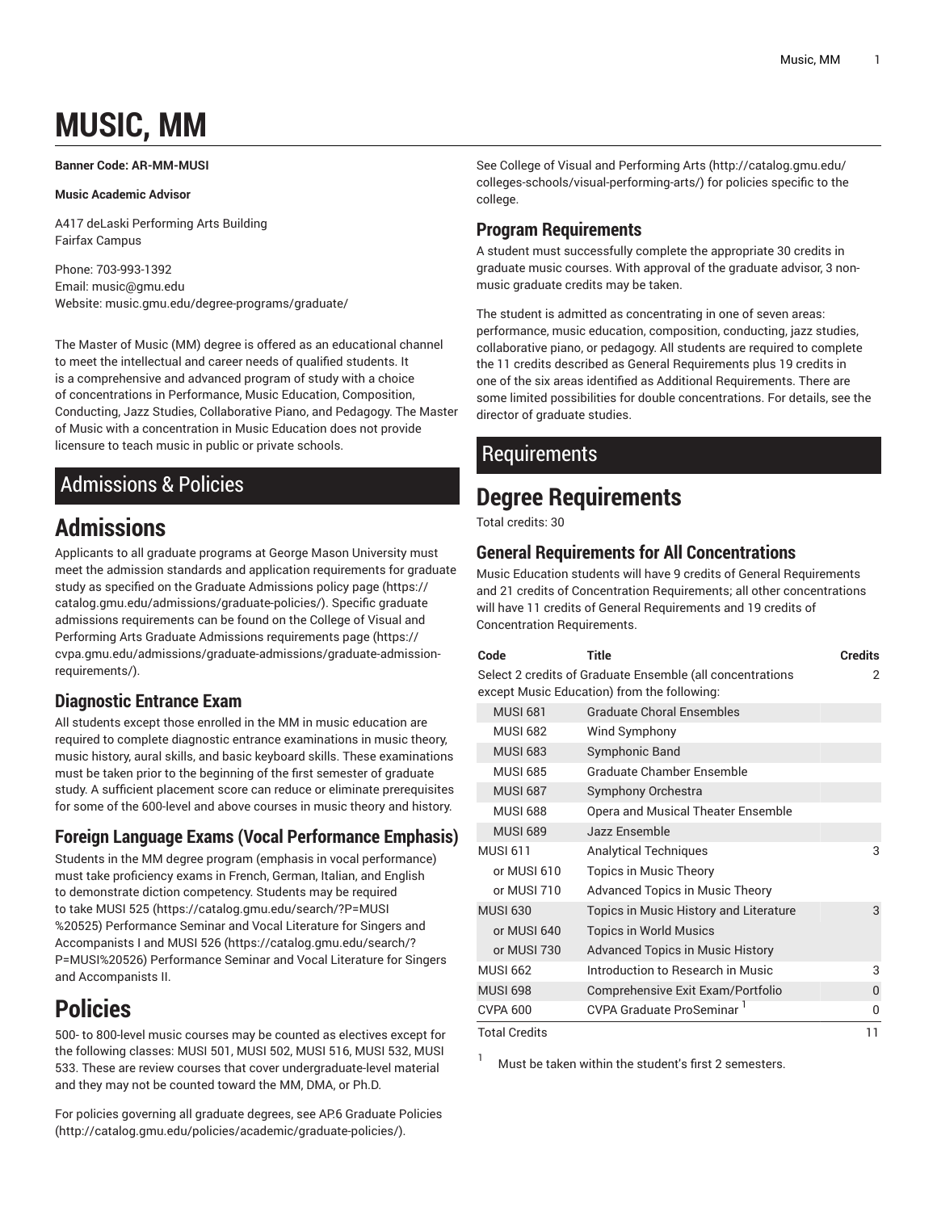# MUSIC, MM

**Banner Code: AR-MM-MUSI**

**Music Academic Advisor**

A417 deLaski Performing Arts Building
Fairfax Campus

Phone: 703-993-1392
Email: music@gmu.edu
Website: music.gmu.edu/degree-programs/graduate/

The Master of Music (MM) degree is offered as an educational channel to meet the intellectual and career needs of qualified students. It is a comprehensive and advanced program of study with a choice of concentrations in Performance, Music Education, Composition, Conducting, Jazz Studies, Collaborative Piano, and Pedagogy. The Master of Music with a concentration in Music Education does not provide licensure to teach music in public or private schools.

## Admissions & Policies

# Admissions

Applicants to all graduate programs at George Mason University must meet the admission standards and application requirements for graduate study as specified on the Graduate Admissions policy page (https://catalog.gmu.edu/admissions/graduate-policies/). Specific graduate admissions requirements can be found on the College of Visual and Performing Arts Graduate Admissions requirements page (https://cvpa.gmu.edu/admissions/graduate-admissions/graduate-admission-requirements/).

### Diagnostic Entrance Exam

All students except those enrolled in the MM in music education are required to complete diagnostic entrance examinations in music theory, music history, aural skills, and basic keyboard skills. These examinations must be taken prior to the beginning of the first semester of graduate study. A sufficient placement score can reduce or eliminate prerequisites for some of the 600-level and above courses in music theory and history.

### Foreign Language Exams (Vocal Performance Emphasis)

Students in the MM degree program (emphasis in vocal performance) must take proficiency exams in French, German, Italian, and English to demonstrate diction competency. Students may be required to take MUSI 525 (https://catalog.gmu.edu/search/?P=MUSI%20525) Performance Seminar and Vocal Literature for Singers and Accompanists I and MUSI 526 (https://catalog.gmu.edu/search/?P=MUSI%20526) Performance Seminar and Vocal Literature for Singers and Accompanists II.

# Policies

500- to 800-level music courses may be counted as electives except for the following classes: MUSI 501, MUSI 502, MUSI 516, MUSI 532, MUSI 533. These are review courses that cover undergraduate-level material and they may not be counted toward the MM, DMA, or Ph.D.

For policies governing all graduate degrees, see AP.6 Graduate Policies (http://catalog.gmu.edu/policies/academic/graduate-policies/).

See College of Visual and Performing Arts (http://catalog.gmu.edu/colleges-schools/visual-performing-arts/) for policies specific to the college.

### Program Requirements

A student must successfully complete the appropriate 30 credits in graduate music courses. With approval of the graduate advisor, 3 non-music graduate credits may be taken.

The student is admitted as concentrating in one of seven areas: performance, music education, composition, conducting, jazz studies, collaborative piano, or pedagogy. All students are required to complete the 11 credits described as General Requirements plus 19 credits in one of the six areas identified as Additional Requirements. There are some limited possibilities for double concentrations. For details, see the director of graduate studies.

## Requirements

# Degree Requirements

Total credits: 30

### General Requirements for All Concentrations

Music Education students will have 9 credits of General Requirements and 21 credits of Concentration Requirements; all other concentrations will have 11 credits of General Requirements and 19 credits of Concentration Requirements.

| Code | Title | Credits |
|---|---|---|
| Select 2 credits of Graduate Ensemble (all concentrations except Music Education) from the following: | | 2 |
| MUSI 681 | Graduate Choral Ensembles | |
| MUSI 682 | Wind Symphony | |
| MUSI 683 | Symphonic Band | |
| MUSI 685 | Graduate Chamber Ensemble | |
| MUSI 687 | Symphony Orchestra | |
| MUSI 688 | Opera and Musical Theater Ensemble | |
| MUSI 689 | Jazz Ensemble | |
| MUSI 611 | Analytical Techniques | 3 |
| or MUSI 610 | Topics in Music Theory | |
| or MUSI 710 | Advanced Topics in Music Theory | |
| MUSI 630 | Topics in Music History and Literature | 3 |
| or MUSI 640 | Topics in World Musics | |
| or MUSI 730 | Advanced Topics in Music History | |
| MUSI 662 | Introduction to Research in Music | 3 |
| MUSI 698 | Comprehensive Exit Exam/Portfolio | 0 |
| CVPA 600 | CVPA Graduate ProSeminar [1] | 0 |
| Total Credits | | 11 |

[1] Must be taken within the student's first 2 semesters.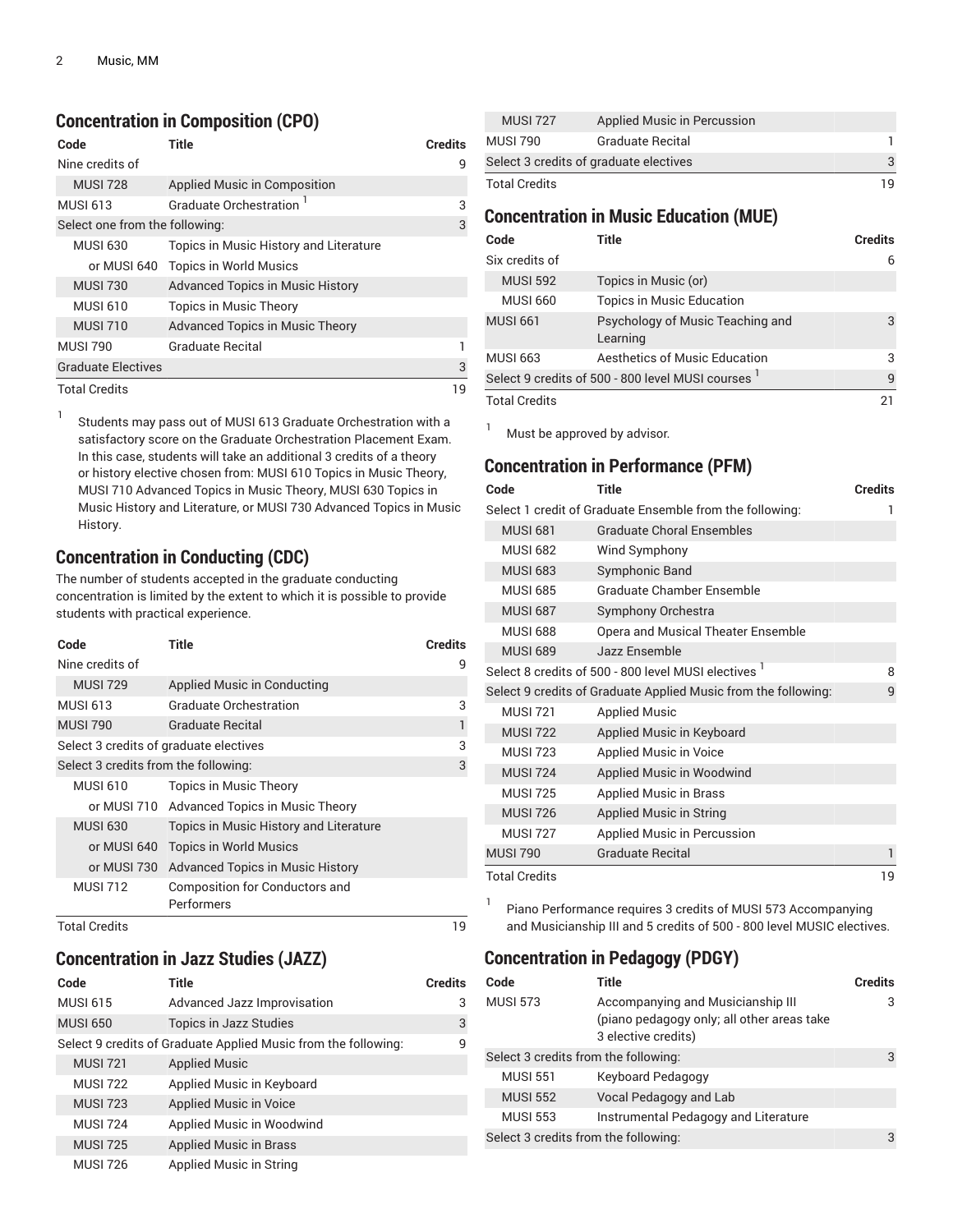## Concentration in Composition (CPO)

| Code | Title | Credits |
|---|---|---|
| Nine credits of | | 9 |
| MUSI 728 | Applied Music in Composition | |
| MUSI 613 | Graduate Orchestration [1] | 3 |
| Select one from the following: | | 3 |
| MUSI 630 | Topics in Music History and Literature | |
| or MUSI 640 | Topics in World Musics | |
| MUSI 730 | Advanced Topics in Music History | |
| MUSI 610 | Topics in Music Theory | |
| MUSI 710 | Advanced Topics in Music Theory | |
| MUSI 790 | Graduate Recital | 1 |
| Graduate Electives | | 3 |
| Total Credits | | 19 |

1. Students may pass out of MUSI 613 Graduate Orchestration with a satisfactory score on the Graduate Orchestration Placement Exam. In this case, students will take an additional 3 credits of a theory or history elective chosen from: MUSI 610 Topics in Music Theory, MUSI 710 Advanced Topics in Music Theory, MUSI 630 Topics in Music History and Literature, or MUSI 730 Advanced Topics in Music History.

## Concentration in Conducting (CDC)

The number of students accepted in the graduate conducting concentration is limited by the extent to which it is possible to provide students with practical experience.

| Code | Title | Credits |
|---|---|---|
| Nine credits of | | 9 |
| MUSI 729 | Applied Music in Conducting | |
| MUSI 613 | Graduate Orchestration | 3 |
| MUSI 790 | Graduate Recital | 1 |
| Select 3 credits of graduate electives | | 3 |
| Select 3 credits from the following: | | 3 |
| MUSI 610 | Topics in Music Theory | |
| or MUSI 710 | Advanced Topics in Music Theory | |
| MUSI 630 | Topics in Music History and Literature | |
| or MUSI 640 | Topics in World Musics | |
| or MUSI 730 | Advanced Topics in Music History | |
| MUSI 712 | Composition for Conductors and Performers | |
| Total Credits | | 19 |

## Concentration in Jazz Studies (JAZZ)

| Code | Title | Credits |
|---|---|---|
| MUSI 615 | Advanced Jazz Improvisation | 3 |
| MUSI 650 | Topics in Jazz Studies | 3 |
| Select 9 credits of Graduate Applied Music from the following: | | 9 |
| MUSI 721 | Applied Music | |
| MUSI 722 | Applied Music in Keyboard | |
| MUSI 723 | Applied Music in Voice | |
| MUSI 724 | Applied Music in Woodwind | |
| MUSI 725 | Applied Music in Brass | |
| MUSI 726 | Applied Music in String | |
| MUSI 727 | Applied Music in Percussion | |
| MUSI 790 | Graduate Recital | 1 |
| Select 3 credits of graduate electives | | 3 |
| Total Credits | | 19 |

## Concentration in Music Education (MUE)

| Code | Title | Credits |
|---|---|---|
| Six credits of | | 6 |
| MUSI 592 | Topics in Music (or) | |
| MUSI 660 | Topics in Music Education | |
| MUSI 661 | Psychology of Music Teaching and Learning | 3 |
| MUSI 663 | Aesthetics of Music Education | 3 |
| Select 9 credits of 500 - 800 level MUSI courses [1] | | 9 |
| Total Credits | | 21 |

1. Must be approved by advisor.

## Concentration in Performance (PFM)

| Code | Title | Credits |
|---|---|---|
| Select 1 credit of Graduate Ensemble from the following: | | 1 |
| MUSI 681 | Graduate Choral Ensembles | |
| MUSI 682 | Wind Symphony | |
| MUSI 683 | Symphonic Band | |
| MUSI 685 | Graduate Chamber Ensemble | |
| MUSI 687 | Symphony Orchestra | |
| MUSI 688 | Opera and Musical Theater Ensemble | |
| MUSI 689 | Jazz Ensemble | |
| Select 8 credits of 500 - 800 level MUSI electives [1] | | 8 |
| Select 9 credits of Graduate Applied Music from the following: | | 9 |
| MUSI 721 | Applied Music | |
| MUSI 722 | Applied Music in Keyboard | |
| MUSI 723 | Applied Music in Voice | |
| MUSI 724 | Applied Music in Woodwind | |
| MUSI 725 | Applied Music in Brass | |
| MUSI 726 | Applied Music in String | |
| MUSI 727 | Applied Music in Percussion | |
| MUSI 790 | Graduate Recital | 1 |
| Total Credits | | 19 |

1. Piano Performance requires 3 credits of MUSI 573 Accompanying and Musicianship III and 5 credits of 500 - 800 level MUSIC electives.

## Concentration in Pedagogy (PDGY)

| Code | Title | Credits |
|---|---|---|
| MUSI 573 | Accompanying and Musicianship III (piano pedagogy only; all other areas take 3 elective credits) | 3 |
| Select 3 credits from the following: | | 3 |
| MUSI 551 | Keyboard Pedagogy | |
| MUSI 552 | Vocal Pedagogy and Lab | |
| MUSI 553 | Instrumental Pedagogy and Literature | |
| Select 3 credits from the following: | | 3 |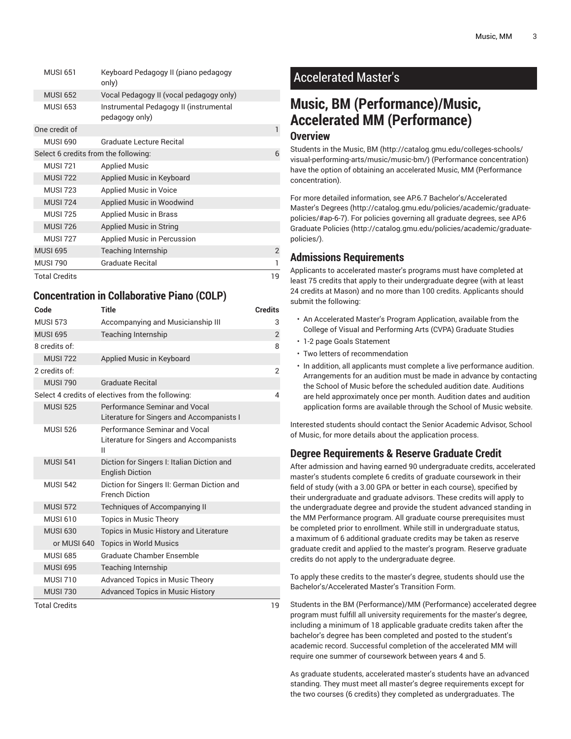| Code | Title | Credits |
| --- | --- | --- |
| MUSI 651 | Keyboard Pedagogy II (piano pedagogy only) | |
| MUSI 652 | Vocal Pedagogy II (vocal pedagogy only) | |
| MUSI 653 | Instrumental Pedagogy II (instrumental pedagogy only) | |
| One credit of | | 1 |
| MUSI 690 | Graduate Lecture Recital | |
| Select 6 credits from the following: | | 6 |
| MUSI 721 | Applied Music | |
| MUSI 722 | Applied Music in Keyboard | |
| MUSI 723 | Applied Music in Voice | |
| MUSI 724 | Applied Music in Woodwind | |
| MUSI 725 | Applied Music in Brass | |
| MUSI 726 | Applied Music in String | |
| MUSI 727 | Applied Music in Percussion | |
| MUSI 695 | Teaching Internship | 2 |
| MUSI 790 | Graduate Recital | 1 |
| Total Credits | | 19 |

### Concentration in Collaborative Piano (COLP)

| Code | Title | Credits |
| --- | --- | --- |
| MUSI 573 | Accompanying and Musicianship III | 3 |
| MUSI 695 | Teaching Internship | 2 |
| 8 credits of: | | 8 |
| MUSI 722 | Applied Music in Keyboard | |
| 2 credits of: | | 2 |
| MUSI 790 | Graduate Recital | |
| Select 4 credits of electives from the following: | | 4 |
| MUSI 525 | Performance Seminar and Vocal Literature for Singers and Accompanists I | |
| MUSI 526 | Performance Seminar and Vocal Literature for Singers and Accompanists II | |
| MUSI 541 | Diction for Singers I: Italian Diction and English Diction | |
| MUSI 542 | Diction for Singers II: German Diction and French Diction | |
| MUSI 572 | Techniques of Accompanying II | |
| MUSI 610 | Topics in Music Theory | |
| MUSI 630 | Topics in Music History and Literature | |
| or MUSI 640 | Topics in World Musics | |
| MUSI 685 | Graduate Chamber Ensemble | |
| MUSI 695 | Teaching Internship | |
| MUSI 710 | Advanced Topics in Music Theory | |
| MUSI 730 | Advanced Topics in Music History | |
| Total Credits | | 19 |

## Accelerated Master's

## Music, BM (Performance)/Music, Accelerated MM (Performance)

### Overview

Students in the Music, BM (http://catalog.gmu.edu/colleges-schools/visual-performing-arts/music/music-bm/) (Performance concentration) have the option of obtaining an accelerated Music, MM (Performance concentration).

For more detailed information, see AP.6.7 Bachelor's/Accelerated Master's Degrees (http://catalog.gmu.edu/policies/academic/graduate-policies/#ap-6-7). For policies governing all graduate degrees, see AP.6 Graduate Policies (http://catalog.gmu.edu/policies/academic/graduate-policies/).

### Admissions Requirements

Applicants to accelerated master's programs must have completed at least 75 credits that apply to their undergraduate degree (with at least 24 credits at Mason) and no more than 100 credits. Applicants should submit the following:

- An Accelerated Master's Program Application, available from the College of Visual and Performing Arts (CVPA) Graduate Studies
- 1-2 page Goals Statement
- Two letters of recommendation
- In addition, all applicants must complete a live performance audition. Arrangements for an audition must be made in advance by contacting the School of Music before the scheduled audition date. Auditions are held approximately once per month. Audition dates and audition application forms are available through the School of Music website.

Interested students should contact the Senior Academic Advisor, School of Music, for more details about the application process.

### Degree Requirements & Reserve Graduate Credit

After admission and having earned 90 undergraduate credits, accelerated master's students complete 6 credits of graduate coursework in their field of study (with a 3.00 GPA or better in each course), specified by their undergraduate and graduate advisors. These credits will apply to the undergraduate degree and provide the student advanced standing in the MM Performance program. All graduate course prerequisites must be completed prior to enrollment. While still in undergraduate status, a maximum of 6 additional graduate credits may be taken as reserve graduate credit and applied to the master's program. Reserve graduate credits do not apply to the undergraduate degree.

To apply these credits to the master's degree, students should use the Bachelor's/Accelerated Master's Transition Form.

Students in the BM (Performance)/MM (Performance) accelerated degree program must fulfill all university requirements for the master's degree, including a minimum of 18 applicable graduate credits taken after the bachelor's degree has been completed and posted to the student's academic record. Successful completion of the accelerated MM will require one summer of coursework between years 4 and 5.

As graduate students, accelerated master's students have an advanced standing. They must meet all master's degree requirements except for the two courses (6 credits) they completed as undergraduates. The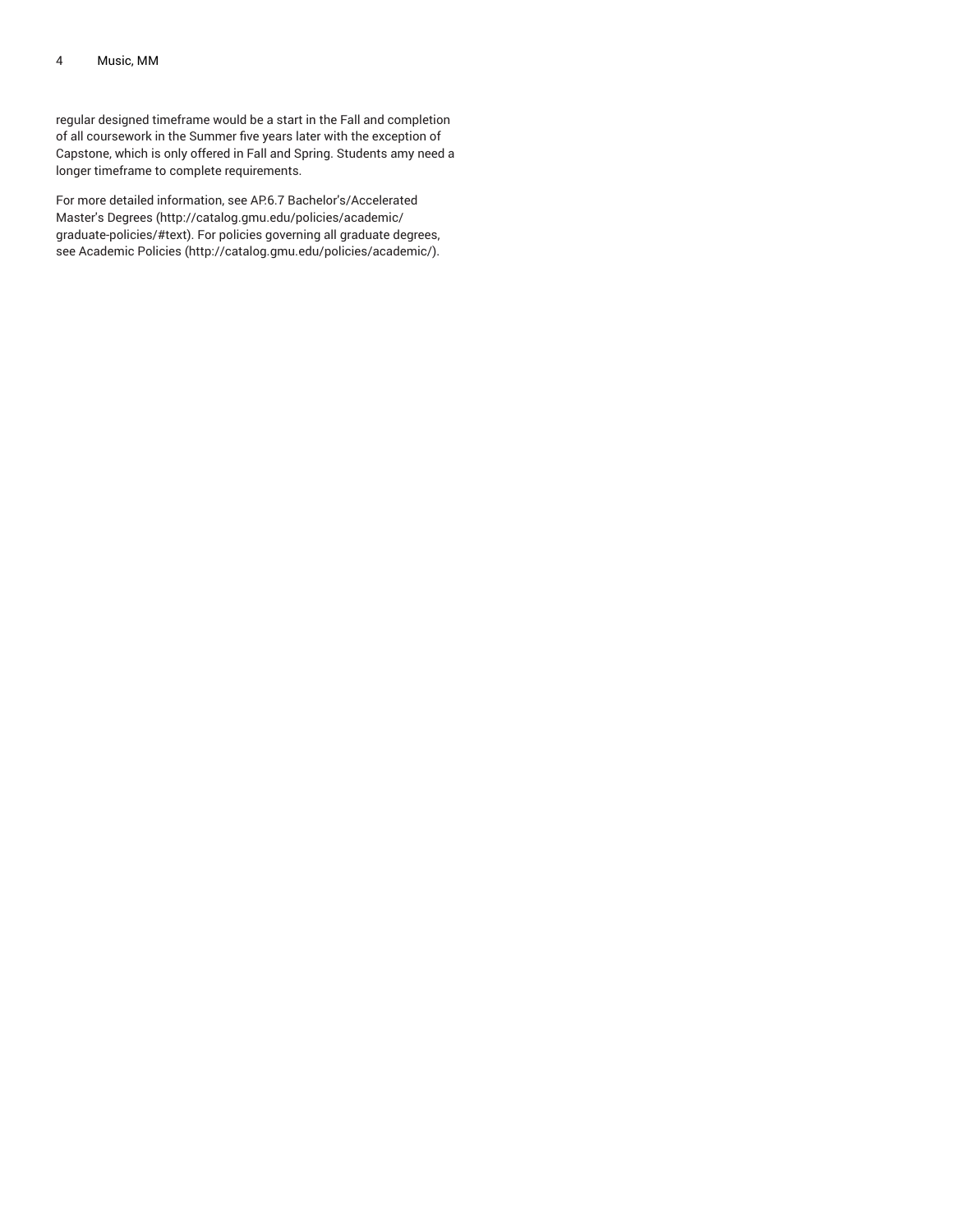regular designed timeframe would be a start in the Fall and completion of all coursework in the Summer five years later with the exception of Capstone, which is only offered in Fall and Spring. Students amy need a longer timeframe to complete requirements.

For more detailed information, see AP.6.7 Bachelor's/Accelerated Master's Degrees (http://catalog.gmu.edu/policies/academic/graduate-policies/#text). For policies governing all graduate degrees, see Academic Policies (http://catalog.gmu.edu/policies/academic/).